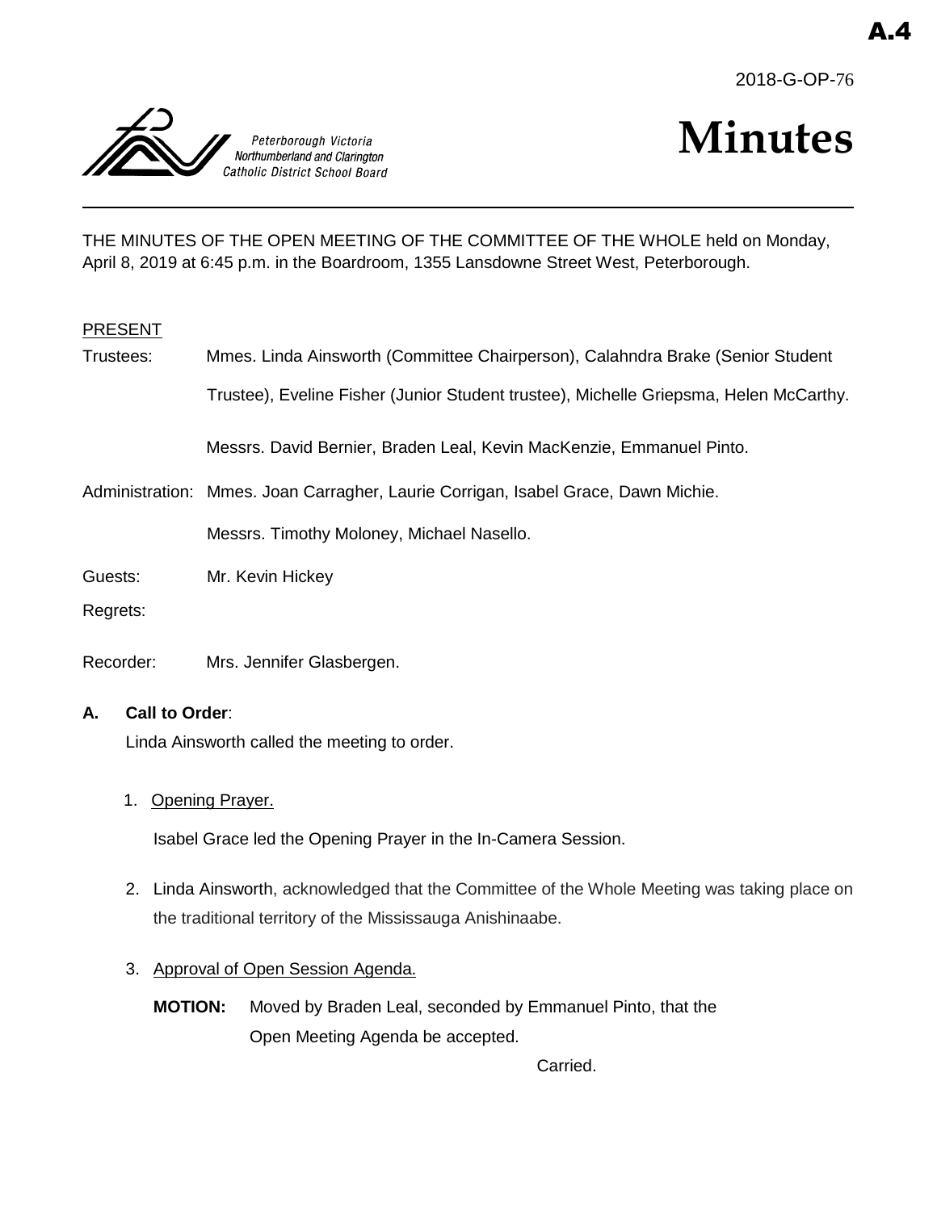A.4

2018-G-OP-76

Peterborough Victoria Northumberland and Clarington Catholic District School Board

# Minutes

THE MINUTES OF THE OPEN MEETING OF THE COMMITTEE OF THE WHOLE held on Monday, April 8, 2019 at 6:45 p.m. in the Boardroom, 1355 Lansdowne Street West, Peterborough.

PRESENT

Trustees: Mmes. Linda Ainsworth (Committee Chairperson), Calahndra Brake (Senior Student Trustee), Eveline Fisher (Junior Student trustee), Michelle Griepsma, Helen McCarthy.

Messrs. David Bernier, Braden Leal, Kevin MacKenzie, Emmanuel Pinto.

Administration: Mmes. Joan Carragher, Laurie Corrigan, Isabel Grace, Dawn Michie.

Messrs. Timothy Moloney, Michael Nasello.

Guests: Mr. Kevin Hickey

Regrets:

Recorder: Mrs. Jennifer Glasbergen.

**A. Call to Order**:

Linda Ainsworth called the meeting to order.

1. Opening Prayer.

   Isabel Grace led the Opening Prayer in the In-Camera Session.

2. Linda Ainsworth, acknowledged that the Committee of the Whole Meeting was taking place on the traditional territory of the Mississauga Anishinaabe.

3. Approval of Open Session Agenda.

   **MOTION:** Moved by Braden Leal, seconded by Emmanuel Pinto, that the Open Meeting Agenda be accepted.

   Carried.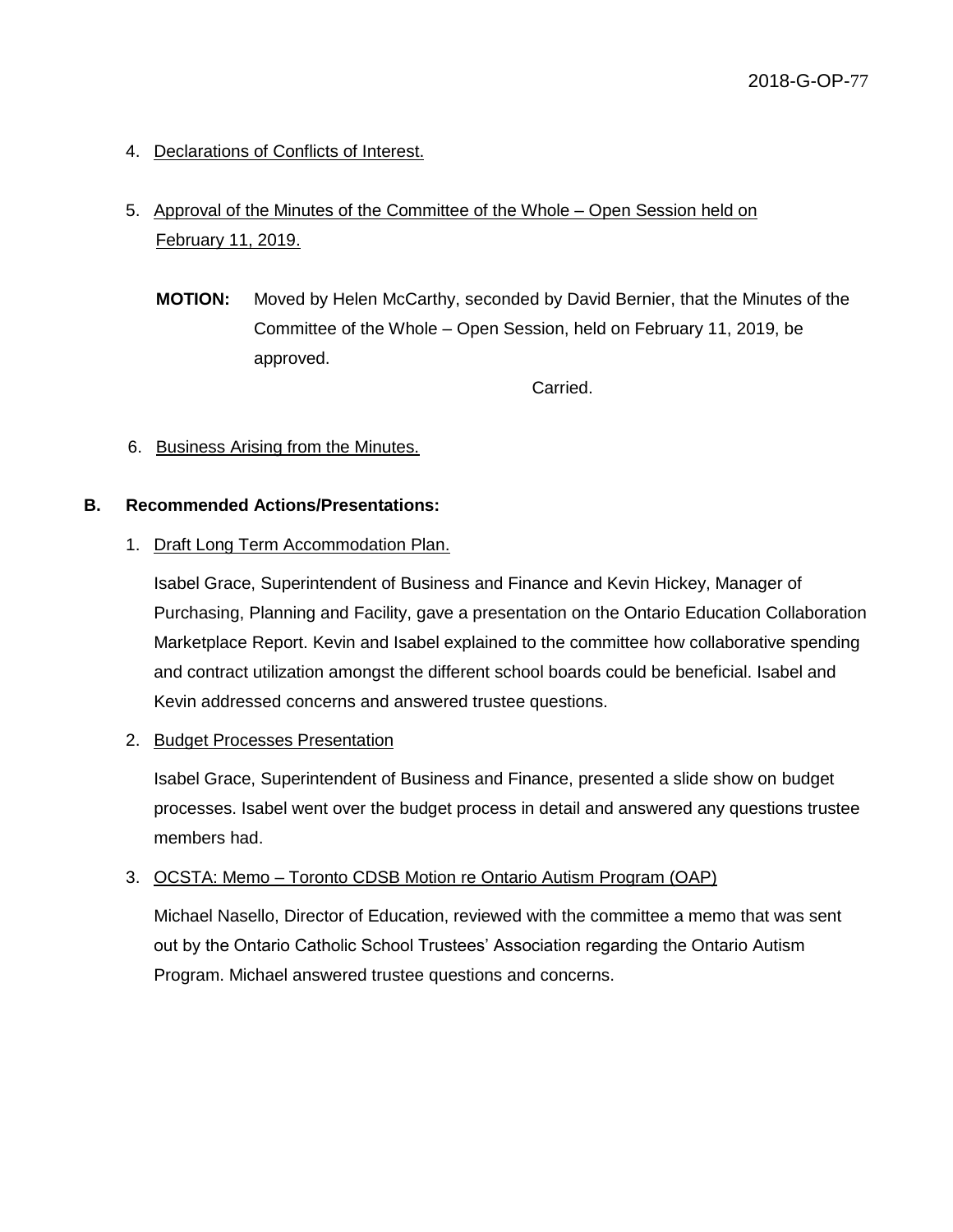4. Declarations of Conflicts of Interest.

5. Approval of the Minutes of the Committee of the Whole – Open Session held on February 11, 2019.

   **MOTION:** Moved by Helen McCarthy, seconded by David Bernier, that the Minutes of the Committee of the Whole – Open Session, held on February 11, 2019, be approved.

   Carried.

6. Business Arising from the Minutes.

**B. Recommended Actions/Presentations:**

1. Draft Long Term Accommodation Plan.

   Isabel Grace, Superintendent of Business and Finance and Kevin Hickey, Manager of Purchasing, Planning and Facility, gave a presentation on the Ontario Education Collaboration Marketplace Report. Kevin and Isabel explained to the committee how collaborative spending and contract utilization amongst the different school boards could be beneficial. Isabel and Kevin addressed concerns and answered trustee questions.

2. Budget Processes Presentation

   Isabel Grace, Superintendent of Business and Finance, presented a slide show on budget processes. Isabel went over the budget process in detail and answered any questions trustee members had.

3. OCSTA: Memo – Toronto CDSB Motion re Ontario Autism Program (OAP)

   Michael Nasello, Director of Education, reviewed with the committee a memo that was sent out by the Ontario Catholic School Trustees' Association regarding the Ontario Autism Program. Michael answered trustee questions and concerns.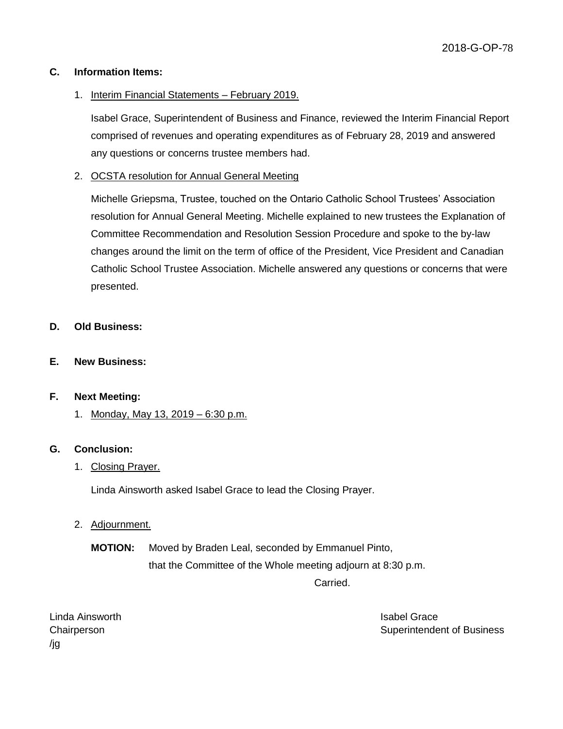2018-G-OP-78

**C. Information Items:**

1. Interim Financial Statements – February 2019.

   Isabel Grace, Superintendent of Business and Finance, reviewed the Interim Financial Report comprised of revenues and operating expenditures as of February 28, 2019 and answered any questions or concerns trustee members had.

2. OCSTA resolution for Annual General Meeting

   Michelle Griepsma, Trustee, touched on the Ontario Catholic School Trustees' Association resolution for Annual General Meeting. Michelle explained to new trustees the Explanation of Committee Recommendation and Resolution Session Procedure and spoke to the by-law changes around the limit on the term of office of the President, Vice President and Canadian Catholic School Trustee Association. Michelle answered any questions or concerns that were presented.

**D. Old Business:**

**E. New Business:**

**F. Next Meeting:**

1. Monday, May 13, 2019 – 6:30 p.m.

**G. Conclusion:**

1. Closing Prayer.

   Linda Ainsworth asked Isabel Grace to lead the Closing Prayer.

2. Adjournment.

   **MOTION:** Moved by Braden Leal, seconded by Emmanuel Pinto, that the Committee of the Whole meeting adjourn at 8:30 p.m.

   Carried.

Linda Ainsworth
Chairperson
/jg

Isabel Grace
Superintendent of Business